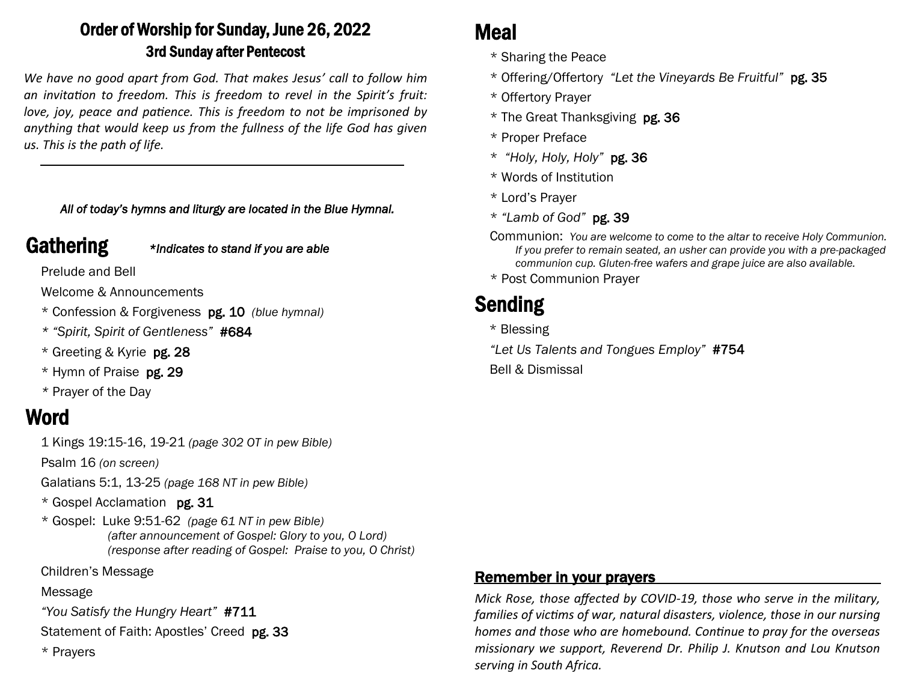# Order of Worship for Sunday, June 26, 2022

## 3rd Sunday after Pentecost

*We have no good apart from God. That makes Jesus' call to follow him an invitation to freedom. This is freedom to revel in the Spirit's fruit: love, joy, peace and patience. This is freedom to not be imprisoned by anything that would keep us from the fullness of the life God has given us. This is the path of life.*

---

*All of today's hymns and liturgy are located in the Blue Hymnal.*

## Gathering

*\*Indicates to stand if you are able*

Prelude and Bell

Welcome & Announcements

\* Confession & Forgiveness **pg. 10** *(blue hymnal)*

\* *"Spirit, Spirit of Gentleness"* **#684**

\* Greeting & Kyrie **pg. 28**

\* Hymn of Praise **pg. 29**

\* Prayer of the Day

## Word

1 Kings 19:15-16, 19-21 *(page 302 OT in pew Bible)*

Psalm 16 *(on screen)*

Galatians 5:1, 13-25 *(page 168 NT in pew Bible)*

\* Gospel Acclamation **pg. 31**

\* Gospel: Luke 9:51-62 *(page 61 NT in pew Bible)*
*(after announcement of Gospel: Glory to you, O Lord)*
*(response after reading of Gospel: Praise to you, O Christ)*

Children's Message

Message

*"You Satisfy the Hungry Heart"* **#711**

Statement of Faith: Apostles' Creed **pg. 33**

\* Prayers

## Meal

\* Sharing the Peace

\* Offering/Offertory *"Let the Vineyards Be Fruitful"* **pg. 35**

\* Offertory Prayer

\* The Great Thanksgiving **pg. 36**

\* Proper Preface

\* *"Holy, Holy, Holy"* **pg. 36**

\* Words of Institution

\* Lord's Prayer

\* *"Lamb of God"* **pg. 39**

Communion: *You are welcome to come to the altar to receive Holy Communion. If you prefer to remain seated, an usher can provide you with a pre-packaged communion cup. Gluten-free wafers and grape juice are also available.*

\* Post Communion Prayer

## Sending

\* Blessing

*"Let Us Talents and Tongues Employ"* **#754**

Bell & Dismissal

### Remember in your prayers

*Mick Rose, those affected by COVID-19, those who serve in the military, families of victims of war, natural disasters, violence, those in our nursing homes and those who are homebound. Continue to pray for the overseas missionary we support, Reverend Dr. Philip J. Knutson and Lou Knutson serving in South Africa.*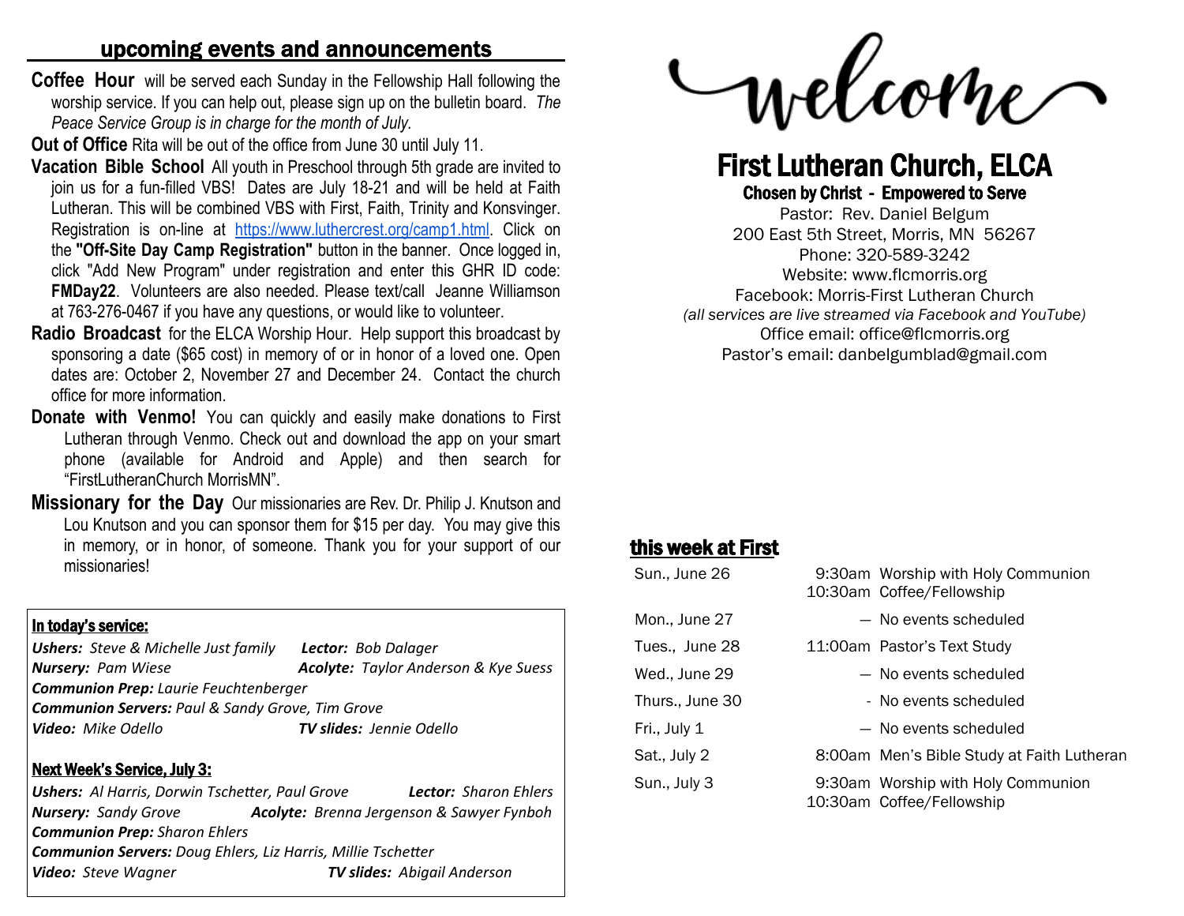## upcoming events and announcements

**Coffee Hour** will be served each Sunday in the Fellowship Hall following the worship service. If you can help out, please sign up on the bulletin board. *The Peace Service Group is in charge for the month of July.*

**Out of Office** Rita will be out of the office from June 30 until July 11.

**Vacation Bible School** All youth in Preschool through 5th grade are invited to join us for a fun-filled VBS! Dates are July 18-21 and will be held at Faith Lutheran. This will be combined VBS with First, Faith, Trinity and Konsvinger. Registration is on-line at https://www.luthercrest.org/camp1.html. Click on the **"Off-Site Day Camp Registration"** button in the banner. Once logged in, click "Add New Program" under registration and enter this GHR ID code: **FMDay22**. Volunteers are also needed. Please text/call Jeanne Williamson at 763-276-0467 if you have any questions, or would like to volunteer.

**Radio Broadcast** for the ELCA Worship Hour. Help support this broadcast by sponsoring a date ($65 cost) in memory of or in honor of a loved one. Open dates are: October 2, November 27 and December 24. Contact the church office for more information.

**Donate with Venmo!** You can quickly and easily make donations to First Lutheran through Venmo. Check out and download the app on your smart phone (available for Android and Apple) and then search for "FirstLutheranChurch MorrisMN".

**Missionary for the Day** Our missionaries are Rev. Dr. Philip J. Knutson and Lou Knutson and you can sponsor them for $15 per day. You may give this in memory, or in honor, of someone. Thank you for your support of our missionaries!

### In today's service:

***Ushers:*** *Steve & Michelle Just family* ***Lector:*** *Bob Dalager*
***Nursery:*** *Pam Wiese* ***Acolyte:*** *Taylor Anderson & Kye Suess*
***Communion Prep:*** *Laurie Feuchtenberger*
***Communion Servers:*** *Paul & Sandy Grove, Tim Grove*
***Video:*** *Mike Odello* ***TV slides:*** *Jennie Odello*

### Next Week's Service, July 3:

***Ushers:*** *Al Harris, Dorwin Tschetter, Paul Grove* ***Lector:*** *Sharon Ehlers*
***Nursery:*** *Sandy Grove* ***Acolyte:*** *Brenna Jergenson & Sawyer Fynboh*
***Communion Prep:*** *Sharon Ehlers*
***Communion Servers:*** *Doug Ehlers, Liz Harris, Millie Tschetter*
***Video:*** *Steve Wagner* ***TV slides:*** *Abigail Anderson*

# welcome

# First Lutheran Church, ELCA

**Chosen by Christ - Empowered to Serve**

Pastor: Rev. Daniel Belgum
200 East 5th Street, Morris, MN 56267
Phone: 320-589-3242
Website: www.flcmorris.org
Facebook: Morris-First Lutheran Church
*(all services are live streamed via Facebook and YouTube)*
Office email: office@flcmorris.org
Pastor's email: danbelgumblad@gmail.com

## this week at First

| | | |
|---|---|---|
| Sun., June 26 | 9:30am<br>10:30am | Worship with Holy Communion<br>Coffee/Fellowship |
| Mon., June 27 | — | No events scheduled |
| Tues., June 28 | 11:00am | Pastor's Text Study |
| Wed., June 29 | — | No events scheduled |
| Thurs., June 30 | - | No events scheduled |
| Fri., July 1 | — | No events scheduled |
| Sat., July 2 | 8:00am | Men's Bible Study at Faith Lutheran |
| Sun., July 3 | 9:30am<br>10:30am | Worship with Holy Communion<br>Coffee/Fellowship |